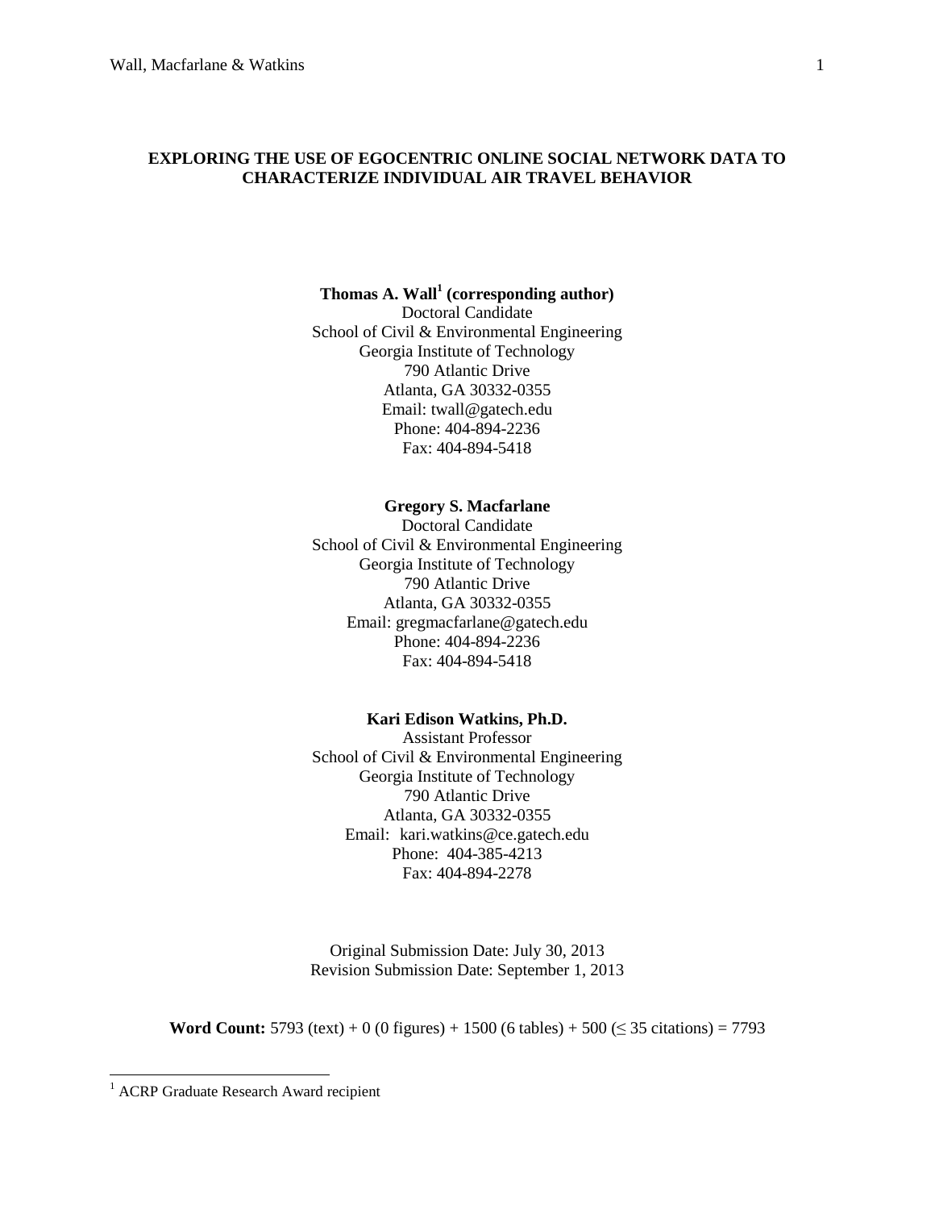# EXPLORING THE USE OF EGOCENTRIC ONLINE SOCIAL NETWORK DATA TO CHARACTERIZE INDIVIDUAL AIR TRAVEL BEHAVIOR

**Thomas A. Wall[1] (corresponding author)**
Doctoral Candidate
School of Civil & Environmental Engineering
Georgia Institute of Technology
790 Atlantic Drive
Atlanta, GA 30332-0355
Email: twall@gatech.edu
Phone: 404-894-2236
Fax: 404-894-5418

**Gregory S. Macfarlane**
Doctoral Candidate
School of Civil & Environmental Engineering
Georgia Institute of Technology
790 Atlantic Drive
Atlanta, GA 30332-0355
Email: gregmacfarlane@gatech.edu
Phone: 404-894-2236
Fax: 404-894-5418

**Kari Edison Watkins, Ph.D.**
Assistant Professor
School of Civil & Environmental Engineering
Georgia Institute of Technology
790 Atlantic Drive
Atlanta, GA 30332-0355
Email: kari.watkins@ce.gatech.edu
Phone: 404-385-4213
Fax: 404-894-2278

Original Submission Date: July 30, 2013
Revision Submission Date: September 1, 2013

**Word Count:** 5793 (text) + 0 (0 figures) + 1500 (6 tables) + 500 (≤ 35 citations) = 7793

[1] ACRP Graduate Research Award recipient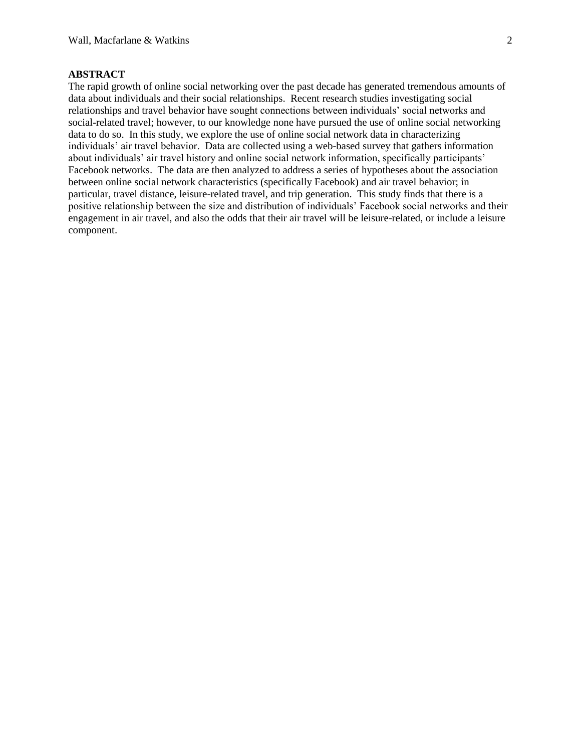## ABSTRACT

The rapid growth of online social networking over the past decade has generated tremendous amounts of data about individuals and their social relationships. Recent research studies investigating social relationships and travel behavior have sought connections between individuals' social networks and social-related travel; however, to our knowledge none have pursued the use of online social networking data to do so. In this study, we explore the use of online social network data in characterizing individuals' air travel behavior. Data are collected using a web-based survey that gathers information about individuals' air travel history and online social network information, specifically participants' Facebook networks. The data are then analyzed to address a series of hypotheses about the association between online social network characteristics (specifically Facebook) and air travel behavior; in particular, travel distance, leisure-related travel, and trip generation. This study finds that there is a positive relationship between the size and distribution of individuals' Facebook social networks and their engagement in air travel, and also the odds that their air travel will be leisure-related, or include a leisure component.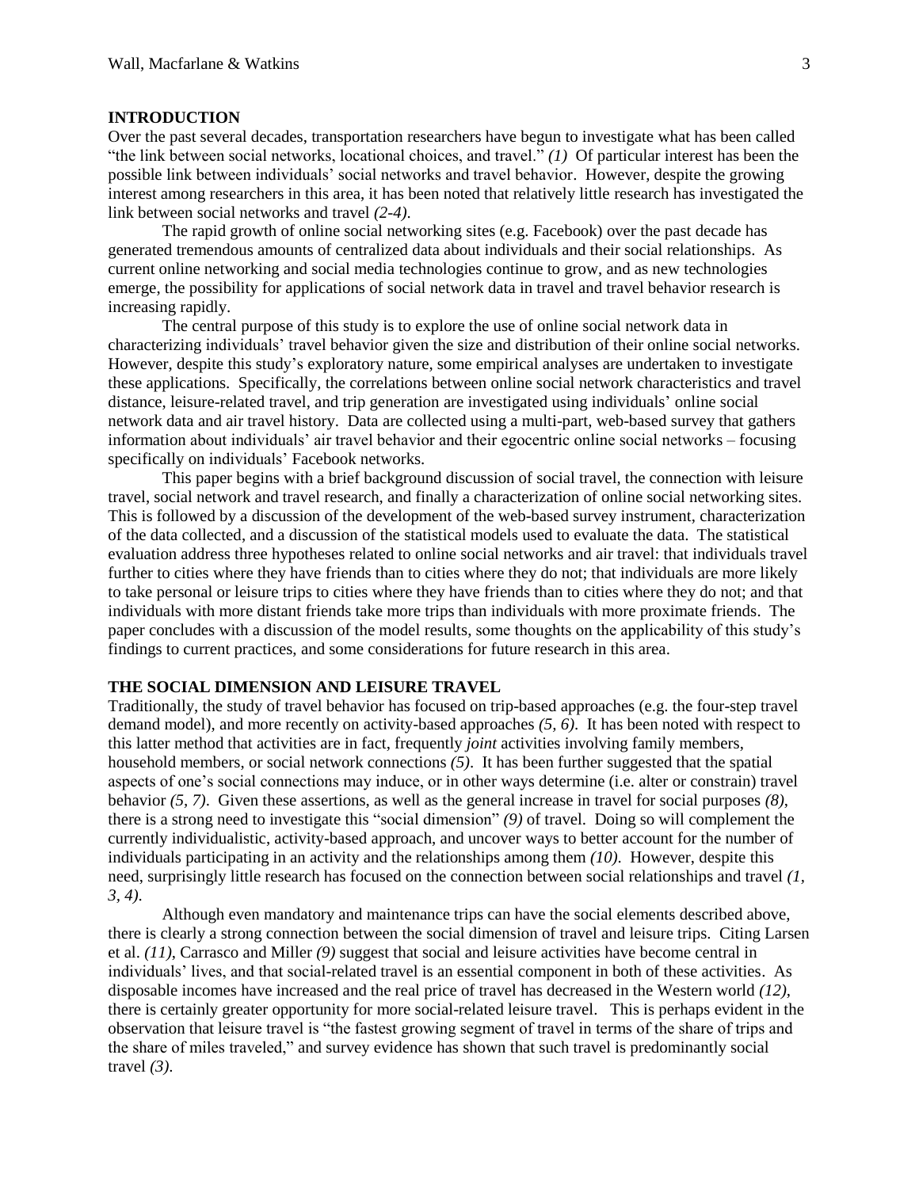## INTRODUCTION

Over the past several decades, transportation researchers have begun to investigate what has been called "the link between social networks, locational choices, and travel." *(1)* Of particular interest has been the possible link between individuals' social networks and travel behavior. However, despite the growing interest among researchers in this area, it has been noted that relatively little research has investigated the link between social networks and travel *(2-4)*.

The rapid growth of online social networking sites (e.g. Facebook) over the past decade has generated tremendous amounts of centralized data about individuals and their social relationships. As current online networking and social media technologies continue to grow, and as new technologies emerge, the possibility for applications of social network data in travel and travel behavior research is increasing rapidly.

The central purpose of this study is to explore the use of online social network data in characterizing individuals' travel behavior given the size and distribution of their online social networks. However, despite this study's exploratory nature, some empirical analyses are undertaken to investigate these applications. Specifically, the correlations between online social network characteristics and travel distance, leisure-related travel, and trip generation are investigated using individuals' online social network data and air travel history. Data are collected using a multi-part, web-based survey that gathers information about individuals' air travel behavior and their egocentric online social networks – focusing specifically on individuals' Facebook networks.

This paper begins with a brief background discussion of social travel, the connection with leisure travel, social network and travel research, and finally a characterization of online social networking sites. This is followed by a discussion of the development of the web-based survey instrument, characterization of the data collected, and a discussion of the statistical models used to evaluate the data. The statistical evaluation address three hypotheses related to online social networks and air travel: that individuals travel further to cities where they have friends than to cities where they do not; that individuals are more likely to take personal or leisure trips to cities where they have friends than to cities where they do not; and that individuals with more distant friends take more trips than individuals with more proximate friends. The paper concludes with a discussion of the model results, some thoughts on the applicability of this study's findings to current practices, and some considerations for future research in this area.

## THE SOCIAL DIMENSION AND LEISURE TRAVEL

Traditionally, the study of travel behavior has focused on trip-based approaches (e.g. the four-step travel demand model), and more recently on activity-based approaches *(5, 6)*. It has been noted with respect to this latter method that activities are in fact, frequently *joint* activities involving family members, household members, or social network connections *(5)*. It has been further suggested that the spatial aspects of one's social connections may induce, or in other ways determine (i.e. alter or constrain) travel behavior *(5, 7)*. Given these assertions, as well as the general increase in travel for social purposes *(8)*, there is a strong need to investigate this "social dimension" *(9)* of travel. Doing so will complement the currently individualistic, activity-based approach, and uncover ways to better account for the number of individuals participating in an activity and the relationships among them *(10)*. However, despite this need, surprisingly little research has focused on the connection between social relationships and travel *(1, 3, 4)*.

Although even mandatory and maintenance trips can have the social elements described above, there is clearly a strong connection between the social dimension of travel and leisure trips. Citing Larsen et al. *(11)*, Carrasco and Miller *(9)* suggest that social and leisure activities have become central in individuals' lives, and that social-related travel is an essential component in both of these activities. As disposable incomes have increased and the real price of travel has decreased in the Western world *(12)*, there is certainly greater opportunity for more social-related leisure travel. This is perhaps evident in the observation that leisure travel is "the fastest growing segment of travel in terms of the share of trips and the share of miles traveled," and survey evidence has shown that such travel is predominantly social travel *(3)*.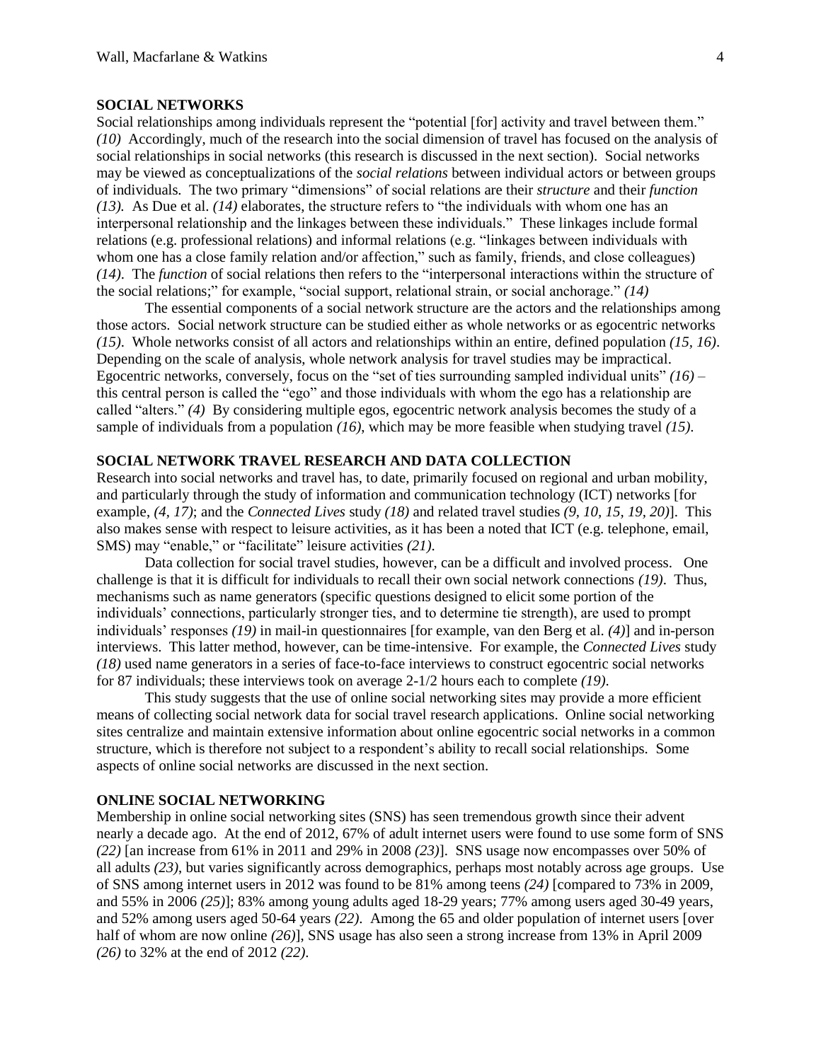## SOCIAL NETWORKS

Social relationships among individuals represent the "potential [for] activity and travel between them." *(10)* Accordingly, much of the research into the social dimension of travel has focused on the analysis of social relationships in social networks (this research is discussed in the next section). Social networks may be viewed as conceptualizations of the *social relations* between individual actors or between groups of individuals. The two primary "dimensions" of social relations are their *structure* and their *function* *(13)*. As Due et al. *(14)* elaborates, the structure refers to "the individuals with whom one has an interpersonal relationship and the linkages between these individuals." These linkages include formal relations (e.g. professional relations) and informal relations (e.g. "linkages between individuals with whom one has a close family relation and/or affection," such as family, friends, and close colleagues) *(14)*. The *function* of social relations then refers to the "interpersonal interactions within the structure of the social relations;" for example, "social support, relational strain, or social anchorage." *(14)*

The essential components of a social network structure are the actors and the relationships among those actors. Social network structure can be studied either as whole networks or as egocentric networks *(15)*. Whole networks consist of all actors and relationships within an entire, defined population *(15, 16)*. Depending on the scale of analysis, whole network analysis for travel studies may be impractical. Egocentric networks, conversely, focus on the "set of ties surrounding sampled individual units" *(16)* – this central person is called the "ego" and those individuals with whom the ego has a relationship are called "alters." *(4)* By considering multiple egos, egocentric network analysis becomes the study of a sample of individuals from a population *(16)*, which may be more feasible when studying travel *(15)*.

## SOCIAL NETWORK TRAVEL RESEARCH AND DATA COLLECTION

Research into social networks and travel has, to date, primarily focused on regional and urban mobility, and particularly through the study of information and communication technology (ICT) networks [for example, *(4, 17)*; and the *Connected Lives* study *(18)* and related travel studies *(9, 10, 15, 19, 20)*]. This also makes sense with respect to leisure activities, as it has been a noted that ICT (e.g. telephone, email, SMS) may "enable," or "facilitate" leisure activities *(21)*.

Data collection for social travel studies, however, can be a difficult and involved process. One challenge is that it is difficult for individuals to recall their own social network connections *(19)*. Thus, mechanisms such as name generators (specific questions designed to elicit some portion of the individuals' connections, particularly stronger ties, and to determine tie strength), are used to prompt individuals' responses *(19)* in mail-in questionnaires [for example, van den Berg et al. *(4)*] and in-person interviews. This latter method, however, can be time-intensive. For example, the *Connected Lives* study *(18)* used name generators in a series of face-to-face interviews to construct egocentric social networks for 87 individuals; these interviews took on average 2-1/2 hours each to complete *(19)*.

This study suggests that the use of online social networking sites may provide a more efficient means of collecting social network data for social travel research applications. Online social networking sites centralize and maintain extensive information about online egocentric social networks in a common structure, which is therefore not subject to a respondent's ability to recall social relationships. Some aspects of online social networks are discussed in the next section.

## ONLINE SOCIAL NETWORKING

Membership in online social networking sites (SNS) has seen tremendous growth since their advent nearly a decade ago. At the end of 2012, 67% of adult internet users were found to use some form of SNS *(22)* [an increase from 61% in 2011 and 29% in 2008 *(23)*]. SNS usage now encompasses over 50% of all adults *(23)*, but varies significantly across demographics, perhaps most notably across age groups. Use of SNS among internet users in 2012 was found to be 81% among teens *(24)* [compared to 73% in 2009, and 55% in 2006 *(25)*]; 83% among young adults aged 18-29 years; 77% among users aged 30-49 years, and 52% among users aged 50-64 years *(22)*. Among the 65 and older population of internet users [over half of whom are now online *(26)*], SNS usage has also seen a strong increase from 13% in April 2009 *(26)* to 32% at the end of 2012 *(22)*.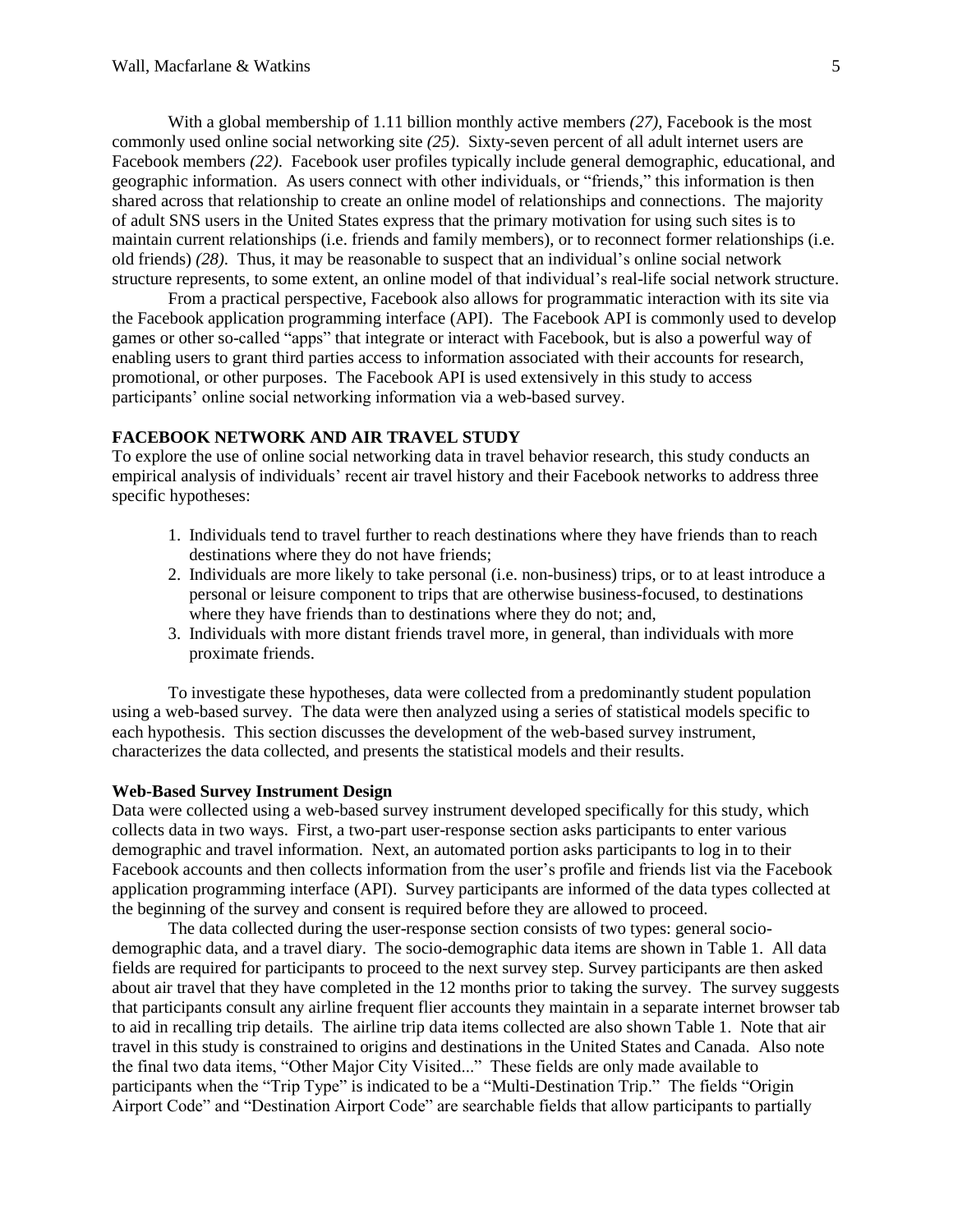With a global membership of 1.11 billion monthly active members *(27)*, Facebook is the most commonly used online social networking site *(25)*. Sixty-seven percent of all adult internet users are Facebook members *(22)*. Facebook user profiles typically include general demographic, educational, and geographic information. As users connect with other individuals, or "friends," this information is then shared across that relationship to create an online model of relationships and connections. The majority of adult SNS users in the United States express that the primary motivation for using such sites is to maintain current relationships (i.e. friends and family members), or to reconnect former relationships (i.e. old friends) *(28)*. Thus, it may be reasonable to suspect that an individual's online social network structure represents, to some extent, an online model of that individual's real-life social network structure.

From a practical perspective, Facebook also allows for programmatic interaction with its site via the Facebook application programming interface (API). The Facebook API is commonly used to develop games or other so-called "apps" that integrate or interact with Facebook, but is also a powerful way of enabling users to grant third parties access to information associated with their accounts for research, promotional, or other purposes. The Facebook API is used extensively in this study to access participants' online social networking information via a web-based survey.

## FACEBOOK NETWORK AND AIR TRAVEL STUDY

To explore the use of online social networking data in travel behavior research, this study conducts an empirical analysis of individuals' recent air travel history and their Facebook networks to address three specific hypotheses:

1. Individuals tend to travel further to reach destinations where they have friends than to reach destinations where they do not have friends;
2. Individuals are more likely to take personal (i.e. non-business) trips, or to at least introduce a personal or leisure component to trips that are otherwise business-focused, to destinations where they have friends than to destinations where they do not; and,
3. Individuals with more distant friends travel more, in general, than individuals with more proximate friends.

To investigate these hypotheses, data were collected from a predominantly student population using a web-based survey. The data were then analyzed using a series of statistical models specific to each hypothesis. This section discusses the development of the web-based survey instrument, characterizes the data collected, and presents the statistical models and their results.

### Web-Based Survey Instrument Design

Data were collected using a web-based survey instrument developed specifically for this study, which collects data in two ways. First, a two-part user-response section asks participants to enter various demographic and travel information. Next, an automated portion asks participants to log in to their Facebook accounts and then collects information from the user's profile and friends list via the Facebook application programming interface (API). Survey participants are informed of the data types collected at the beginning of the survey and consent is required before they are allowed to proceed.

The data collected during the user-response section consists of two types: general socio-demographic data, and a travel diary. The socio-demographic data items are shown in Table 1. All data fields are required for participants to proceed to the next survey step. Survey participants are then asked about air travel that they have completed in the 12 months prior to taking the survey. The survey suggests that participants consult any airline frequent flier accounts they maintain in a separate internet browser tab to aid in recalling trip details. The airline trip data items collected are also shown Table 1. Note that air travel in this study is constrained to origins and destinations in the United States and Canada. Also note the final two data items, "Other Major City Visited..." These fields are only made available to participants when the "Trip Type" is indicated to be a "Multi-Destination Trip." The fields "Origin Airport Code" and "Destination Airport Code" are searchable fields that allow participants to partially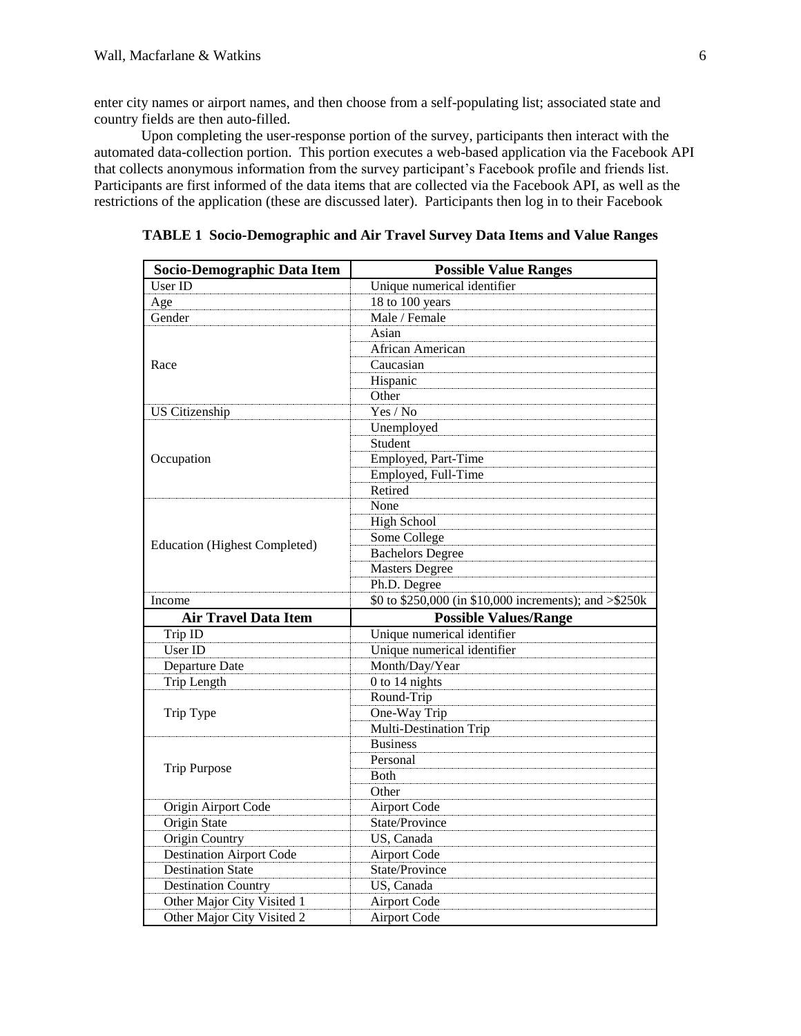enter city names or airport names, and then choose from a self-populating list; associated state and country fields are then auto-filled.

Upon completing the user-response portion of the survey, participants then interact with the automated data-collection portion. This portion executes a web-based application via the Facebook API that collects anonymous information from the survey participant's Facebook profile and friends list. Participants are first informed of the data items that are collected via the Facebook API, as well as the restrictions of the application (these are discussed later). Participants then log in to their Facebook

**TABLE 1 Socio-Demographic and Air Travel Survey Data Items and Value Ranges**

| Socio-Demographic Data Item | Possible Value Ranges |
|---|---|
| User ID | Unique numerical identifier |
| Age | 18 to 100 years |
| Gender | Male / Female |
| Race | Asian |
| | African American |
| | Caucasian |
| | Hispanic |
| | Other |
| US Citizenship | Yes / No |
| Occupation | Unemployed |
| | Student |
| | Employed, Part-Time |
| | Employed, Full-Time |
| | Retired |
| Education (Highest Completed) | None |
| | High School |
| | Some College |
| | Bachelors Degree |
| | Masters Degree |
| | Ph.D. Degree |
| Income | $0 to $250,000 (in $10,000 increments); and >$250k |
| **Air Travel Data Item** | **Possible Values/Range** |
| Trip ID | Unique numerical identifier |
| User ID | Unique numerical identifier |
| Departure Date | Month/Day/Year |
| Trip Length | 0 to 14 nights |
| Trip Type | Round-Trip |
| | One-Way Trip |
| | Multi-Destination Trip |
| Trip Purpose | Business |
| | Personal |
| | Both |
| | Other |
| Origin Airport Code | Airport Code |
| Origin State | State/Province |
| Origin Country | US, Canada |
| Destination Airport Code | Airport Code |
| Destination State | State/Province |
| Destination Country | US, Canada |
| Other Major City Visited 1 | Airport Code |
| Other Major City Visited 2 | Airport Code |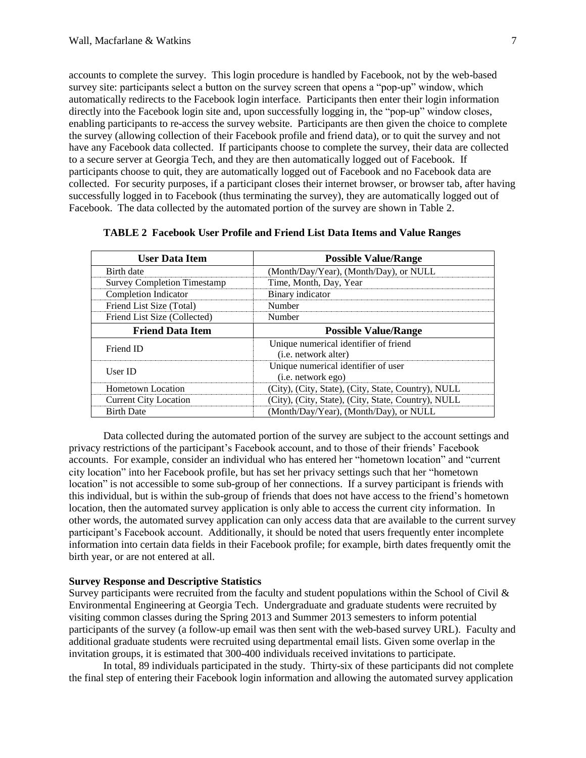accounts to complete the survey. This login procedure is handled by Facebook, not by the web-based survey site: participants select a button on the survey screen that opens a "pop-up" window, which automatically redirects to the Facebook login interface. Participants then enter their login information directly into the Facebook login site and, upon successfully logging in, the "pop-up" window closes, enabling participants to re-access the survey website. Participants are then given the choice to complete the survey (allowing collection of their Facebook profile and friend data), or to quit the survey and not have any Facebook data collected. If participants choose to complete the survey, their data are collected to a secure server at Georgia Tech, and they are then automatically logged out of Facebook. If participants choose to quit, they are automatically logged out of Facebook and no Facebook data are collected. For security purposes, if a participant closes their internet browser, or browser tab, after having successfully logged in to Facebook (thus terminating the survey), they are automatically logged out of Facebook. The data collected by the automated portion of the survey are shown in Table 2.

**TABLE 2 Facebook User Profile and Friend List Data Items and Value Ranges**

| User Data Item | Possible Value/Range |
|---|---|
| Birth date | (Month/Day/Year), (Month/Day), or NULL |
| Survey Completion Timestamp | Time, Month, Day, Year |
| Completion Indicator | Binary indicator |
| Friend List Size (Total) | Number |
| Friend List Size (Collected) | Number |
| **Friend Data Item** | **Possible Value/Range** |
| Friend ID | Unique numerical identifier of friend (i.e. network alter) |
| User ID | Unique numerical identifier of user (i.e. network ego) |
| Hometown Location | (City), (City, State), (City, State, Country), NULL |
| Current City Location | (City), (City, State), (City, State, Country), NULL |
| Birth Date | (Month/Day/Year), (Month/Day), or NULL |

Data collected during the automated portion of the survey are subject to the account settings and privacy restrictions of the participant's Facebook account, and to those of their friends' Facebook accounts. For example, consider an individual who has entered her "hometown location" and "current city location" into her Facebook profile, but has set her privacy settings such that her "hometown location" is not accessible to some sub-group of her connections. If a survey participant is friends with this individual, but is within the sub-group of friends that does not have access to the friend's hometown location, then the automated survey application is only able to access the current city information. In other words, the automated survey application can only access data that are available to the current survey participant's Facebook account. Additionally, it should be noted that users frequently enter incomplete information into certain data fields in their Facebook profile; for example, birth dates frequently omit the birth year, or are not entered at all.

**Survey Response and Descriptive Statistics**

Survey participants were recruited from the faculty and student populations within the School of Civil & Environmental Engineering at Georgia Tech. Undergraduate and graduate students were recruited by visiting common classes during the Spring 2013 and Summer 2013 semesters to inform potential participants of the survey (a follow-up email was then sent with the web-based survey URL). Faculty and additional graduate students were recruited using departmental email lists. Given some overlap in the invitation groups, it is estimated that 300-400 individuals received invitations to participate.

In total, 89 individuals participated in the study. Thirty-six of these participants did not complete the final step of entering their Facebook login information and allowing the automated survey application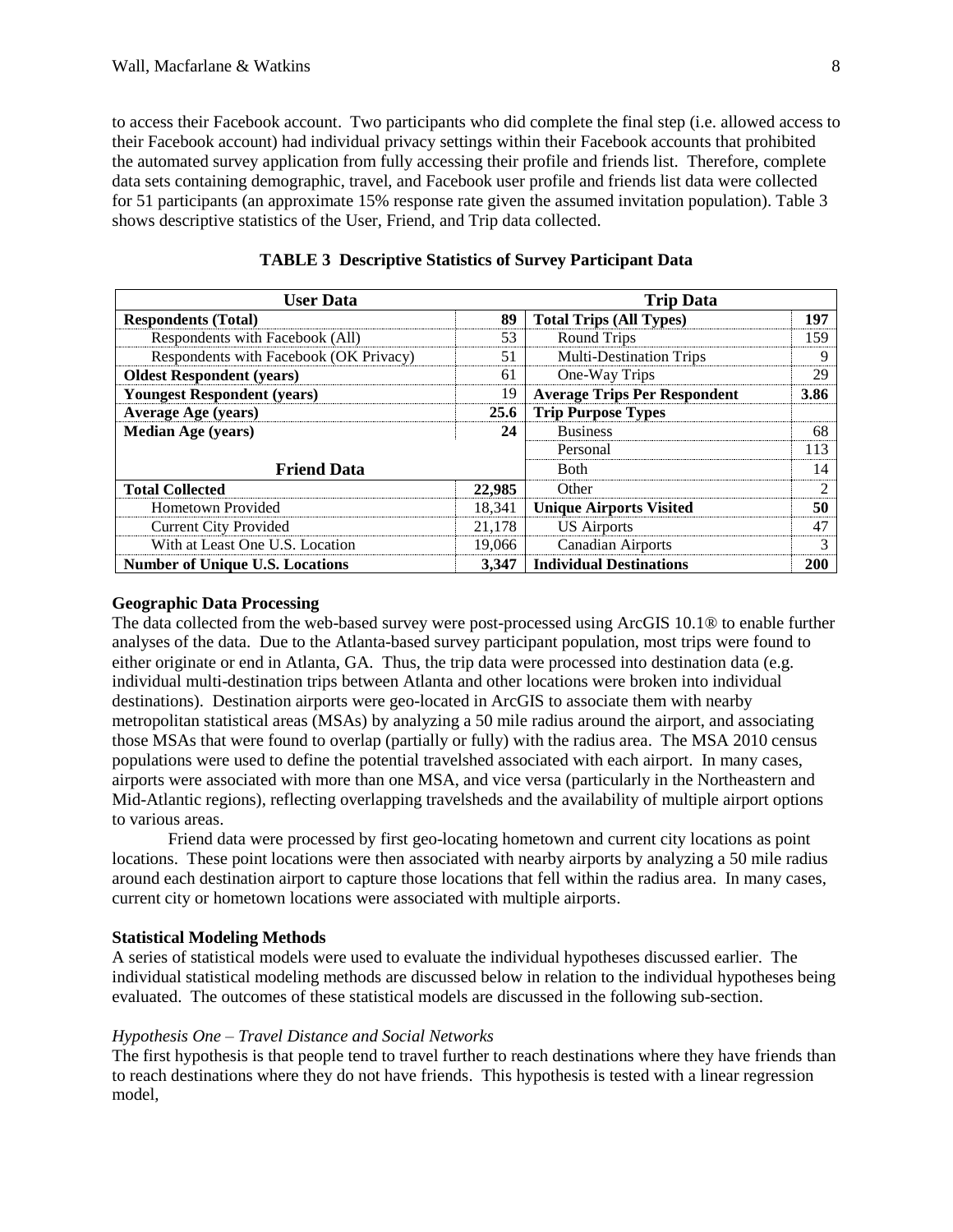to access their Facebook account. Two participants who did complete the final step (i.e. allowed access to their Facebook account) had individual privacy settings within their Facebook accounts that prohibited the automated survey application from fully accessing their profile and friends list. Therefore, complete data sets containing demographic, travel, and Facebook user profile and friends list data were collected for 51 participants (an approximate 15% response rate given the assumed invitation population). Table 3 shows descriptive statistics of the User, Friend, and Trip data collected.

**TABLE 3 Descriptive Statistics of Survey Participant Data**

| **User Data** | | **Trip Data** | |
|---|---|---|---|
| **Respondents (Total)** | **89** | **Total Trips (All Types)** | **197** |
| Respondents with Facebook (All) | 53 | Round Trips | 159 |
| Respondents with Facebook (OK Privacy) | 51 | Multi-Destination Trips | 9 |
| **Oldest Respondent (years)** | 61 | One-Way Trips | 29 |
| **Youngest Respondent (years)** | 19 | **Average Trips Per Respondent** | **3.86** |
| **Average Age (years)** | **25.6** | **Trip Purpose Types** | |
| **Median Age (years)** | **24** | Business | 68 |
| | | Personal | 113 |
| **Friend Data** | | Both | 14 |
| **Total Collected** | **22,985** | Other | 2 |
| Hometown Provided | 18,341 | **Unique Airports Visited** | **50** |
| Current City Provided | 21,178 | US Airports | 47 |
| With at Least One U.S. Location | 19,066 | Canadian Airports | 3 |
| **Number of Unique U.S. Locations** | **3,347** | **Individual Destinations** | **200** |

### Geographic Data Processing

The data collected from the web-based survey were post-processed using ArcGIS 10.1® to enable further analyses of the data. Due to the Atlanta-based survey participant population, most trips were found to either originate or end in Atlanta, GA. Thus, the trip data were processed into destination data (e.g. individual multi-destination trips between Atlanta and other locations were broken into individual destinations). Destination airports were geo-located in ArcGIS to associate them with nearby metropolitan statistical areas (MSAs) by analyzing a 50 mile radius around the airport, and associating those MSAs that were found to overlap (partially or fully) with the radius area. The MSA 2010 census populations were used to define the potential travelshed associated with each airport. In many cases, airports were associated with more than one MSA, and vice versa (particularly in the Northeastern and Mid-Atlantic regions), reflecting overlapping travelsheds and the availability of multiple airport options to various areas.

Friend data were processed by first geo-locating hometown and current city locations as point locations. These point locations were then associated with nearby airports by analyzing a 50 mile radius around each destination airport to capture those locations that fell within the radius area. In many cases, current city or hometown locations were associated with multiple airports.

### Statistical Modeling Methods

A series of statistical models were used to evaluate the individual hypotheses discussed earlier. The individual statistical modeling methods are discussed below in relation to the individual hypotheses being evaluated. The outcomes of these statistical models are discussed in the following sub-section.

#### *Hypothesis One – Travel Distance and Social Networks*

The first hypothesis is that people tend to travel further to reach destinations where they have friends than to reach destinations where they do not have friends. This hypothesis is tested with a linear regression model,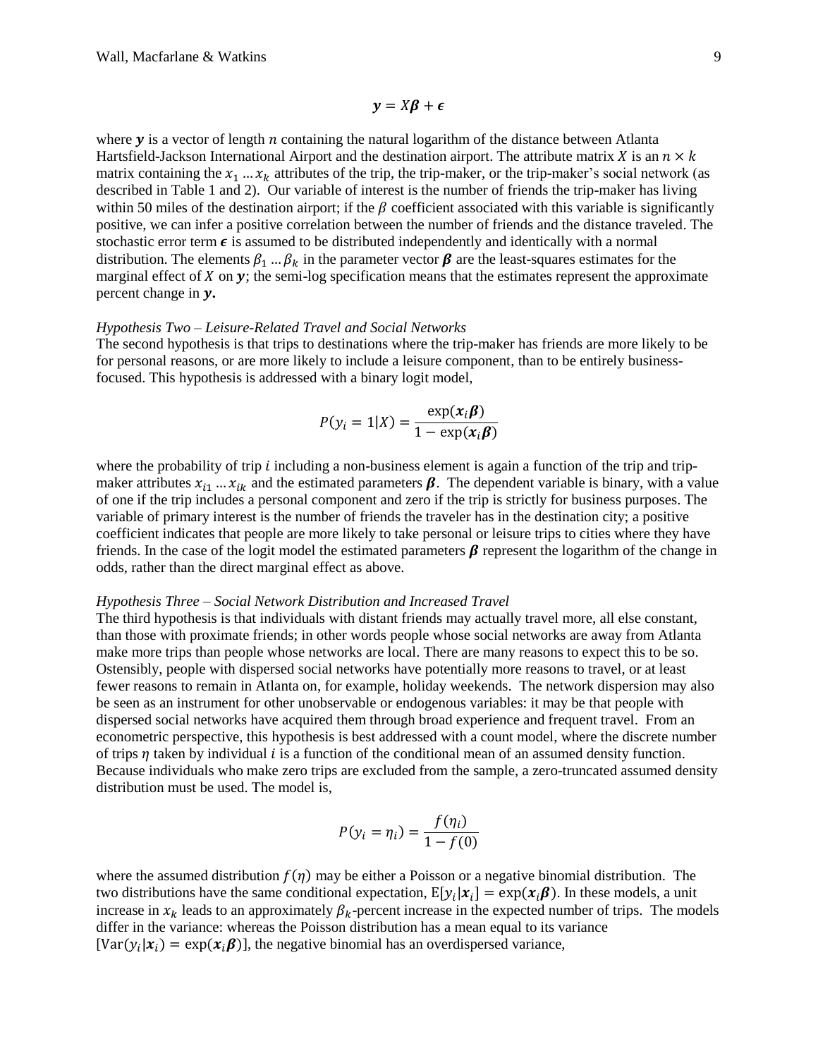$$\boldsymbol{y} = X\boldsymbol{\beta} + \boldsymbol{\epsilon}$$

where $\boldsymbol{y}$ is a vector of length $n$ containing the natural logarithm of the distance between Atlanta Hartsfield-Jackson International Airport and the destination airport. The attribute matrix $X$ is an $n \times k$ matrix containing the $x_1 \ldots x_k$ attributes of the trip, the trip-maker, or the trip-maker's social network (as described in Table 1 and 2). Our variable of interest is the number of friends the trip-maker has living within 50 miles of the destination airport; if the $\beta$ coefficient associated with this variable is significantly positive, we can infer a positive correlation between the number of friends and the distance traveled. The stochastic error term $\boldsymbol{\epsilon}$ is assumed to be distributed independently and identically with a normal distribution. The elements $\beta_1 \ldots \beta_k$ in the parameter vector $\boldsymbol{\beta}$ are the least-squares estimates for the marginal effect of $X$ on $\boldsymbol{y}$; the semi-log specification means that the estimates represent the approximate percent change in $\boldsymbol{y}$.

*Hypothesis Two – Leisure-Related Travel and Social Networks*

The second hypothesis is that trips to destinations where the trip-maker has friends are more likely to be for personal reasons, or are more likely to include a leisure component, than to be entirely business-focused. This hypothesis is addressed with a binary logit model,

$$P(y_i = 1|X) = \frac{\exp(\boldsymbol{x}_i\boldsymbol{\beta})}{1 - \exp(\boldsymbol{x}_i\boldsymbol{\beta})}$$

where the probability of trip $i$ including a non-business element is again a function of the trip and trip-maker attributes $x_{i1} \ldots x_{ik}$ and the estimated parameters $\boldsymbol{\beta}$. The dependent variable is binary, with a value of one if the trip includes a personal component and zero if the trip is strictly for business purposes. The variable of primary interest is the number of friends the traveler has in the destination city; a positive coefficient indicates that people are more likely to take personal or leisure trips to cities where they have friends. In the case of the logit model the estimated parameters $\boldsymbol{\beta}$ represent the logarithm of the change in odds, rather than the direct marginal effect as above.

*Hypothesis Three – Social Network Distribution and Increased Travel*

The third hypothesis is that individuals with distant friends may actually travel more, all else constant, than those with proximate friends; in other words people whose social networks are away from Atlanta make more trips than people whose networks are local. There are many reasons to expect this to be so. Ostensibly, people with dispersed social networks have potentially more reasons to travel, or at least fewer reasons to remain in Atlanta on, for example, holiday weekends. The network dispersion may also be seen as an instrument for other unobservable or endogenous variables: it may be that people with dispersed social networks have acquired them through broad experience and frequent travel. From an econometric perspective, this hypothesis is best addressed with a count model, where the discrete number of trips $\eta$ taken by individual $i$ is a function of the conditional mean of an assumed density function. Because individuals who make zero trips are excluded from the sample, a zero-truncated assumed density distribution must be used. The model is,

$$P(y_i = \eta_i) = \frac{f(\eta_i)}{1 - f(0)}$$

where the assumed distribution $f(\eta)$ may be either a Poisson or a negative binomial distribution. The two distributions have the same conditional expectation, $\mathrm{E}[y_i|\boldsymbol{x}_i] = \exp(\boldsymbol{x}_i\boldsymbol{\beta})$. In these models, a unit increase in $x_k$ leads to an approximately $\beta_k$-percent increase in the expected number of trips. The models differ in the variance: whereas the Poisson distribution has a mean equal to its variance $[\mathrm{Var}(y_i|\boldsymbol{x}_i) = \exp(\boldsymbol{x}_i\boldsymbol{\beta})]$, the negative binomial has an overdispersed variance,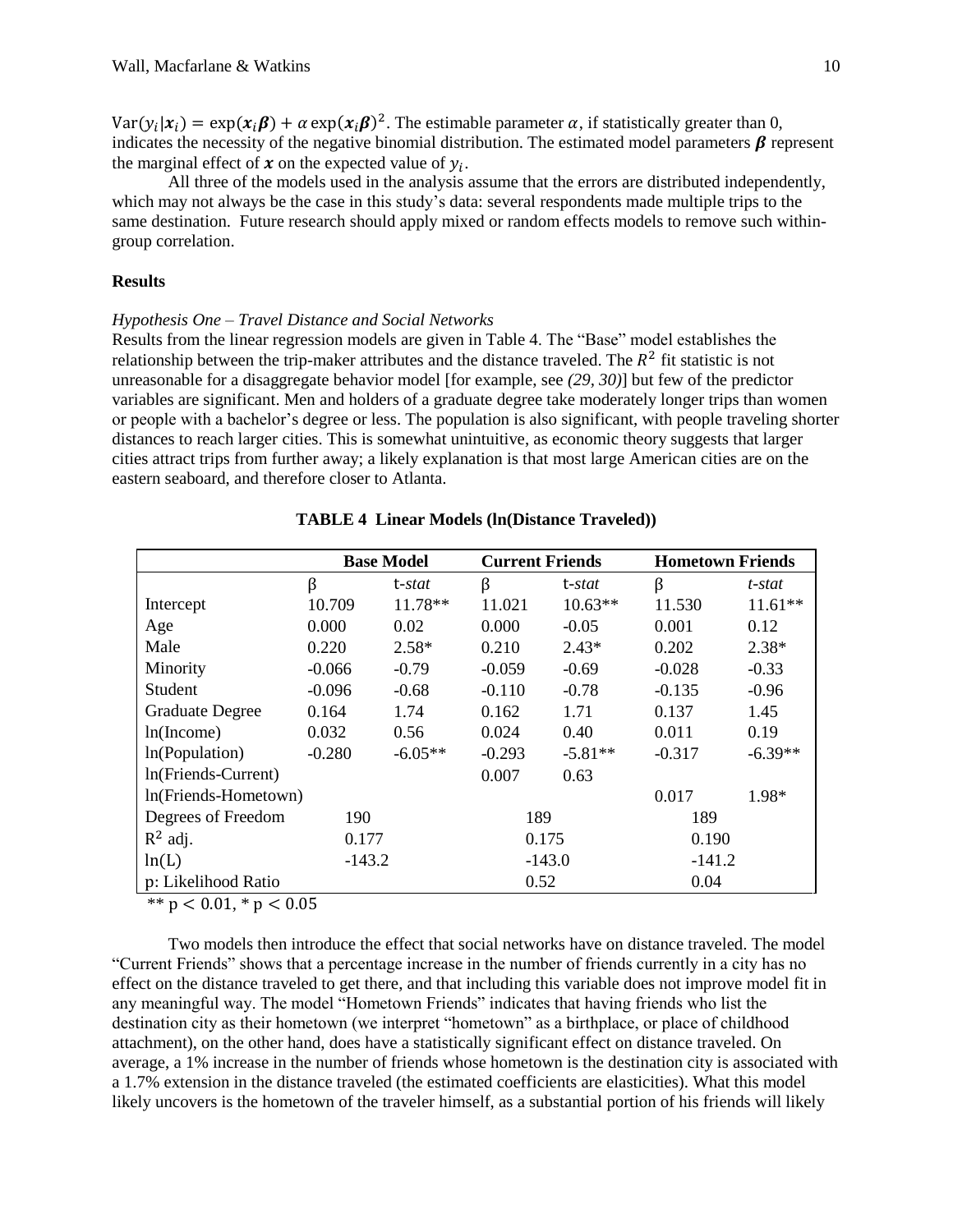$\text{Var}(y_i|\boldsymbol{x}_i) = \exp(\boldsymbol{x}_i\boldsymbol{\beta}) + \alpha \exp(\boldsymbol{x}_i\boldsymbol{\beta})^2$. The estimable parameter $\alpha$, if statistically greater than 0, indicates the necessity of the negative binomial distribution. The estimated model parameters $\boldsymbol{\beta}$ represent the marginal effect of $\boldsymbol{x}$ on the expected value of $y_i$.

All three of the models used in the analysis assume that the errors are distributed independently, which may not always be the case in this study's data: several respondents made multiple trips to the same destination. Future research should apply mixed or random effects models to remove such within-group correlation.

## Results

### *Hypothesis One – Travel Distance and Social Networks*

Results from the linear regression models are given in Table 4. The "Base" model establishes the relationship between the trip-maker attributes and the distance traveled. The $R^2$ fit statistic is not unreasonable for a disaggregate behavior model [for example, see *(29, 30)*] but few of the predictor variables are significant. Men and holders of a graduate degree take moderately longer trips than women or people with a bachelor's degree or less. The population is also significant, with people traveling shorter distances to reach larger cities. This is somewhat unintuitive, as economic theory suggests that larger cities attract trips from further away; a likely explanation is that most large American cities are on the eastern seaboard, and therefore closer to Atlanta.

**TABLE 4 Linear Models (ln(Distance Traveled))**

| | Base Model | | Current Friends | | Hometown Friends | |
|---|---|---|---|---|---|---|
| | β | t-*stat* | β | t-*stat* | β | *t-stat* |
| Intercept | 10.709 | 11.78** | 11.021 | 10.63** | 11.530 | 11.61** |
| Age | 0.000 | 0.02 | 0.000 | -0.05 | 0.001 | 0.12 |
| Male | 0.220 | 2.58* | 0.210 | 2.43* | 0.202 | 2.38* |
| Minority | -0.066 | -0.79 | -0.059 | -0.69 | -0.028 | -0.33 |
| Student | -0.096 | -0.68 | -0.110 | -0.78 | -0.135 | -0.96 |
| Graduate Degree | 0.164 | 1.74 | 0.162 | 1.71 | 0.137 | 1.45 |
| ln(Income) | 0.032 | 0.56 | 0.024 | 0.40 | 0.011 | 0.19 |
| ln(Population) | -0.280 | -6.05** | -0.293 | -5.81** | -0.317 | -6.39** |
| ln(Friends-Current) | | | 0.007 | 0.63 | | |
| ln(Friends-Hometown) | | | | | 0.017 | 1.98* |
| Degrees of Freedom | 190 | | 189 | | 189 | |
| $R^2$ adj. | 0.177 | | 0.175 | | 0.190 | |
| ln(L) | -143.2 | | -143.0 | | -141.2 | |
| p: Likelihood Ratio | | | 0.52 | | 0.04 | |

** $p < 0.01$, * $p < 0.05$

Two models then introduce the effect that social networks have on distance traveled. The model "Current Friends" shows that a percentage increase in the number of friends currently in a city has no effect on the distance traveled to get there, and that including this variable does not improve model fit in any meaningful way. The model "Hometown Friends" indicates that having friends who list the destination city as their hometown (we interpret "hometown" as a birthplace, or place of childhood attachment), on the other hand, does have a statistically significant effect on distance traveled. On average, a 1% increase in the number of friends whose hometown is the destination city is associated with a 1.7% extension in the distance traveled (the estimated coefficients are elasticities). What this model likely uncovers is the hometown of the traveler himself, as a substantial portion of his friends will likely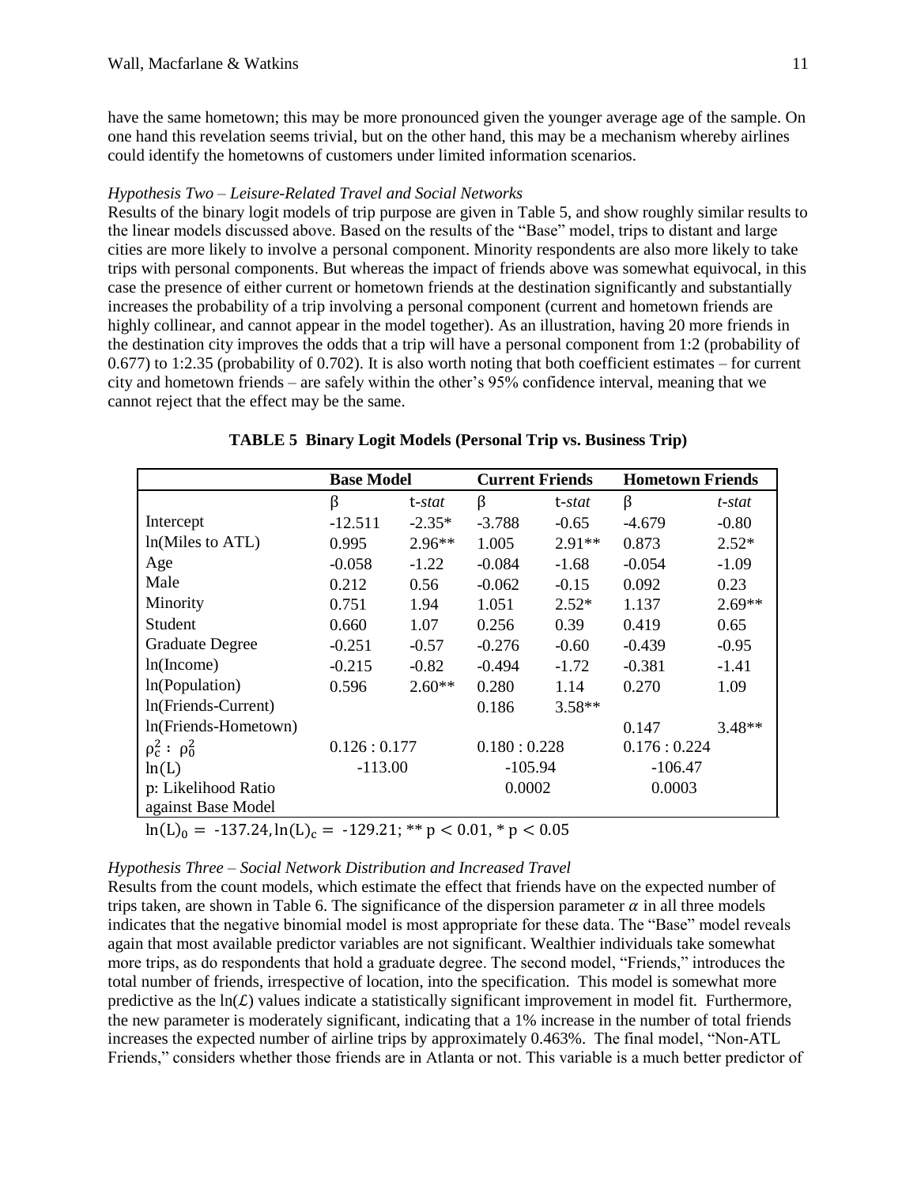have the same hometown; this may be more pronounced given the younger average age of the sample. On one hand this revelation seems trivial, but on the other hand, this may be a mechanism whereby airlines could identify the hometowns of customers under limited information scenarios.

*Hypothesis Two – Leisure-Related Travel and Social Networks*

Results of the binary logit models of trip purpose are given in Table 5, and show roughly similar results to the linear models discussed above. Based on the results of the "Base" model, trips to distant and large cities are more likely to involve a personal component. Minority respondents are also more likely to take trips with personal components. But whereas the impact of friends above was somewhat equivocal, in this case the presence of either current or hometown friends at the destination significantly and substantially increases the probability of a trip involving a personal component (current and hometown friends are highly collinear, and cannot appear in the model together). As an illustration, having 20 more friends in the destination city improves the odds that a trip will have a personal component from 1:2 (probability of 0.677) to 1:2.35 (probability of 0.702). It is also worth noting that both coefficient estimates – for current city and hometown friends – are safely within the other's 95% confidence interval, meaning that we cannot reject that the effect may be the same.

**TABLE 5 Binary Logit Models (Personal Trip vs. Business Trip)**

| | **Base Model** | | **Current Friends** | | **Hometown Friends** | |
|---|---|---|---|---|---|---|
| | β | t-*stat* | β | t-*stat* | β | *t-stat* |
| Intercept | -12.511 | -2.35* | -3.788 | -0.65 | -4.679 | -0.80 |
| ln(Miles to ATL) | 0.995 | 2.96** | 1.005 | 2.91** | 0.873 | 2.52* |
| Age | -0.058 | -1.22 | -0.084 | -1.68 | -0.054 | -1.09 |
| Male | 0.212 | 0.56 | -0.062 | -0.15 | 0.092 | 0.23 |
| Minority | 0.751 | 1.94 | 1.051 | 2.52* | 1.137 | 2.69** |
| Student | 0.660 | 1.07 | 0.256 | 0.39 | 0.419 | 0.65 |
| Graduate Degree | -0.251 | -0.57 | -0.276 | -0.60 | -0.439 | -0.95 |
| ln(Income) | -0.215 | -0.82 | -0.494 | -1.72 | -0.381 | -1.41 |
| ln(Population) | 0.596 | 2.60** | 0.280 | 1.14 | 0.270 | 1.09 |
| ln(Friends-Current) | | | 0.186 | 3.58** | | |
| ln(Friends-Hometown) | | | | | 0.147 | 3.48** |
| $\rho_c^2 : \rho_0^2$ | 0.126 : 0.177 | | 0.180 : 0.228 | | 0.176 : 0.224 | |
| ln(L) | -113.00 | | -105.94 | | -106.47 | |
| p: Likelihood Ratio against Base Model | | | 0.0002 | | 0.0003 | |

$\ln(L)_0 = -137.24, \ln(L)_c = -129.21$; ** $p < 0.01$, * $p < 0.05$

*Hypothesis Three – Social Network Distribution and Increased Travel*

Results from the count models, which estimate the effect that friends have on the expected number of trips taken, are shown in Table 6. The significance of the dispersion parameter $\alpha$ in all three models indicates that the negative binomial model is most appropriate for these data. The "Base" model reveals again that most available predictor variables are not significant. Wealthier individuals take somewhat more trips, as do respondents that hold a graduate degree. The second model, "Friends," introduces the total number of friends, irrespective of location, into the specification. This model is somewhat more predictive as the $\ln(\mathcal{L})$ values indicate a statistically significant improvement in model fit. Furthermore, the new parameter is moderately significant, indicating that a 1% increase in the number of total friends increases the expected number of airline trips by approximately 0.463%. The final model, "Non-ATL Friends," considers whether those friends are in Atlanta or not. This variable is a much better predictor of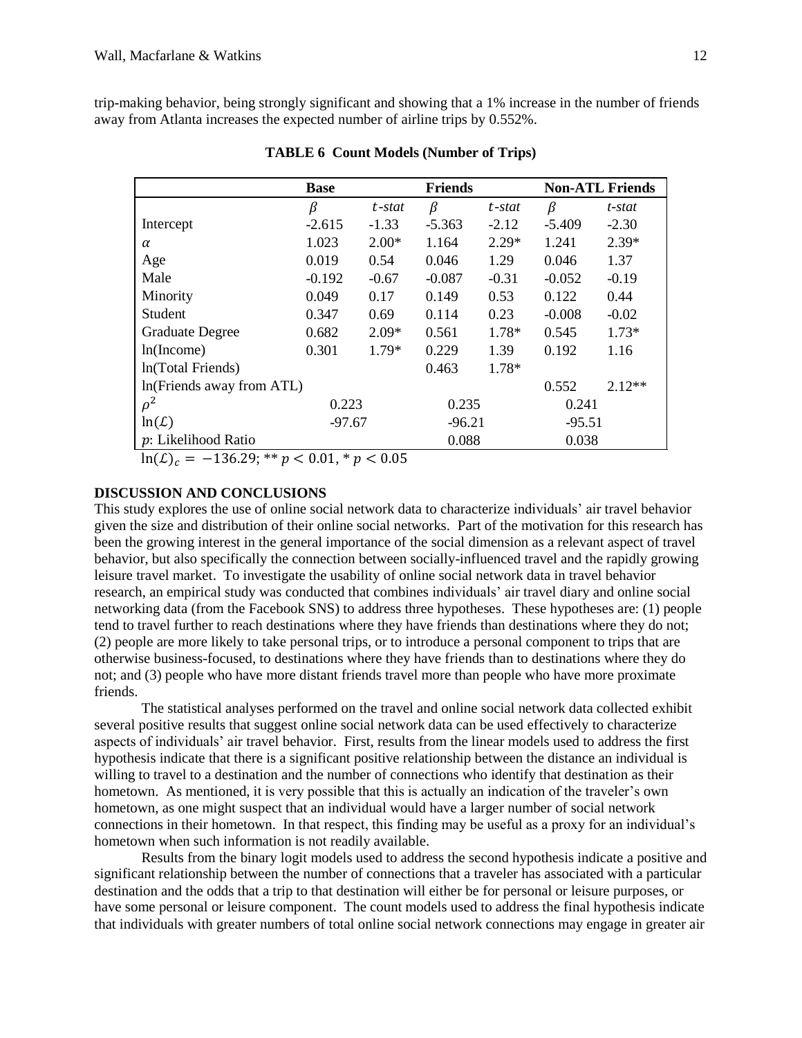trip-making behavior, being strongly significant and showing that a 1% increase in the number of friends away from Atlanta increases the expected number of airline trips by 0.552%.

**TABLE 6 Count Models (Number of Trips)**

| | **Base** | | **Friends** | | **Non-ATL Friends** | |
|---|---|---|---|---|---|---|
| | $\beta$ | *t-stat* | $\beta$ | *t-stat* | $\beta$ | *t-stat* |
| Intercept | -2.615 | -1.33 | -5.363 | -2.12 | -5.409 | -2.30 |
| $\alpha$ | 1.023 | 2.00* | 1.164 | 2.29* | 1.241 | 2.39* |
| Age | 0.019 | 0.54 | 0.046 | 1.29 | 0.046 | 1.37 |
| Male | -0.192 | -0.67 | -0.087 | -0.31 | -0.052 | -0.19 |
| Minority | 0.049 | 0.17 | 0.149 | 0.53 | 0.122 | 0.44 |
| Student | 0.347 | 0.69 | 0.114 | 0.23 | -0.008 | -0.02 |
| Graduate Degree | 0.682 | 2.09* | 0.561 | 1.78* | 0.545 | 1.73* |
| ln(Income) | 0.301 | 1.79* | 0.229 | 1.39 | 0.192 | 1.16 |
| ln(Total Friends) | | | 0.463 | 1.78* | | |
| ln(Friends away from ATL) | | | | | 0.552 | 2.12** |
| $\rho^2$ | 0.223 | | 0.235 | | 0.241 | |
| $\ln(\mathcal{L})$ | -97.67 | | -96.21 | | -95.51 | |
| *p*: Likelihood Ratio | | | 0.088 | | 0.038 | |

$\ln(\mathcal{L})_c = -136.29$; ** $p < 0.01$, * $p < 0.05$

## DISCUSSION AND CONCLUSIONS

This study explores the use of online social network data to characterize individuals' air travel behavior given the size and distribution of their online social networks. Part of the motivation for this research has been the growing interest in the general importance of the social dimension as a relevant aspect of travel behavior, but also specifically the connection between socially-influenced travel and the rapidly growing leisure travel market. To investigate the usability of online social network data in travel behavior research, an empirical study was conducted that combines individuals' air travel diary and online social networking data (from the Facebook SNS) to address three hypotheses. These hypotheses are: (1) people tend to travel further to reach destinations where they have friends than destinations where they do not; (2) people are more likely to take personal trips, or to introduce a personal component to trips that are otherwise business-focused, to destinations where they have friends than to destinations where they do not; and (3) people who have more distant friends travel more than people who have more proximate friends.

The statistical analyses performed on the travel and online social network data collected exhibit several positive results that suggest online social network data can be used effectively to characterize aspects of individuals' air travel behavior. First, results from the linear models used to address the first hypothesis indicate that there is a significant positive relationship between the distance an individual is willing to travel to a destination and the number of connections who identify that destination as their hometown. As mentioned, it is very possible that this is actually an indication of the traveler's own hometown, as one might suspect that an individual would have a larger number of social network connections in their hometown. In that respect, this finding may be useful as a proxy for an individual's hometown when such information is not readily available.

Results from the binary logit models used to address the second hypothesis indicate a positive and significant relationship between the number of connections that a traveler has associated with a particular destination and the odds that a trip to that destination will either be for personal or leisure purposes, or have some personal or leisure component. The count models used to address the final hypothesis indicate that individuals with greater numbers of total online social network connections may engage in greater air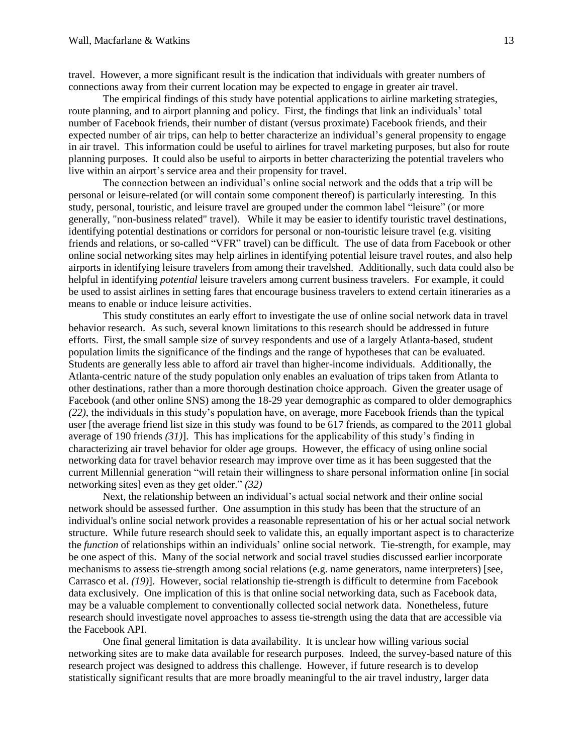travel. However, a more significant result is the indication that individuals with greater numbers of connections away from their current location may be expected to engage in greater air travel.

The empirical findings of this study have potential applications to airline marketing strategies, route planning, and to airport planning and policy. First, the findings that link an individuals' total number of Facebook friends, their number of distant (versus proximate) Facebook friends, and their expected number of air trips, can help to better characterize an individual's general propensity to engage in air travel. This information could be useful to airlines for travel marketing purposes, but also for route planning purposes. It could also be useful to airports in better characterizing the potential travelers who live within an airport's service area and their propensity for travel.

The connection between an individual's online social network and the odds that a trip will be personal or leisure-related (or will contain some component thereof) is particularly interesting. In this study, personal, touristic, and leisure travel are grouped under the common label "leisure" (or more generally, "non-business related" travel). While it may be easier to identify touristic travel destinations, identifying potential destinations or corridors for personal or non-touristic leisure travel (e.g. visiting friends and relations, or so-called "VFR" travel) can be difficult. The use of data from Facebook or other online social networking sites may help airlines in identifying potential leisure travel routes, and also help airports in identifying leisure travelers from among their travelshed. Additionally, such data could also be helpful in identifying *potential* leisure travelers among current business travelers. For example, it could be used to assist airlines in setting fares that encourage business travelers to extend certain itineraries as a means to enable or induce leisure activities.

This study constitutes an early effort to investigate the use of online social network data in travel behavior research. As such, several known limitations to this research should be addressed in future efforts. First, the small sample size of survey respondents and use of a largely Atlanta-based, student population limits the significance of the findings and the range of hypotheses that can be evaluated. Students are generally less able to afford air travel than higher-income individuals. Additionally, the Atlanta-centric nature of the study population only enables an evaluation of trips taken from Atlanta to other destinations, rather than a more thorough destination choice approach. Given the greater usage of Facebook (and other online SNS) among the 18-29 year demographic as compared to older demographics *(22)*, the individuals in this study's population have, on average, more Facebook friends than the typical user [the average friend list size in this study was found to be 617 friends, as compared to the 2011 global average of 190 friends *(31)*]. This has implications for the applicability of this study's finding in characterizing air travel behavior for older age groups. However, the efficacy of using online social networking data for travel behavior research may improve over time as it has been suggested that the current Millennial generation "will retain their willingness to share personal information online [in social networking sites] even as they get older." *(32)*

Next, the relationship between an individual's actual social network and their online social network should be assessed further. One assumption in this study has been that the structure of an individual's online social network provides a reasonable representation of his or her actual social network structure. While future research should seek to validate this, an equally important aspect is to characterize the *function* of relationships within an individuals' online social network. Tie-strength, for example, may be one aspect of this. Many of the social network and social travel studies discussed earlier incorporate mechanisms to assess tie-strength among social relations (e.g. name generators, name interpreters) [see, Carrasco et al. *(19)*]. However, social relationship tie-strength is difficult to determine from Facebook data exclusively. One implication of this is that online social networking data, such as Facebook data, may be a valuable complement to conventionally collected social network data. Nonetheless, future research should investigate novel approaches to assess tie-strength using the data that are accessible via the Facebook API.

One final general limitation is data availability. It is unclear how willing various social networking sites are to make data available for research purposes. Indeed, the survey-based nature of this research project was designed to address this challenge. However, if future research is to develop statistically significant results that are more broadly meaningful to the air travel industry, larger data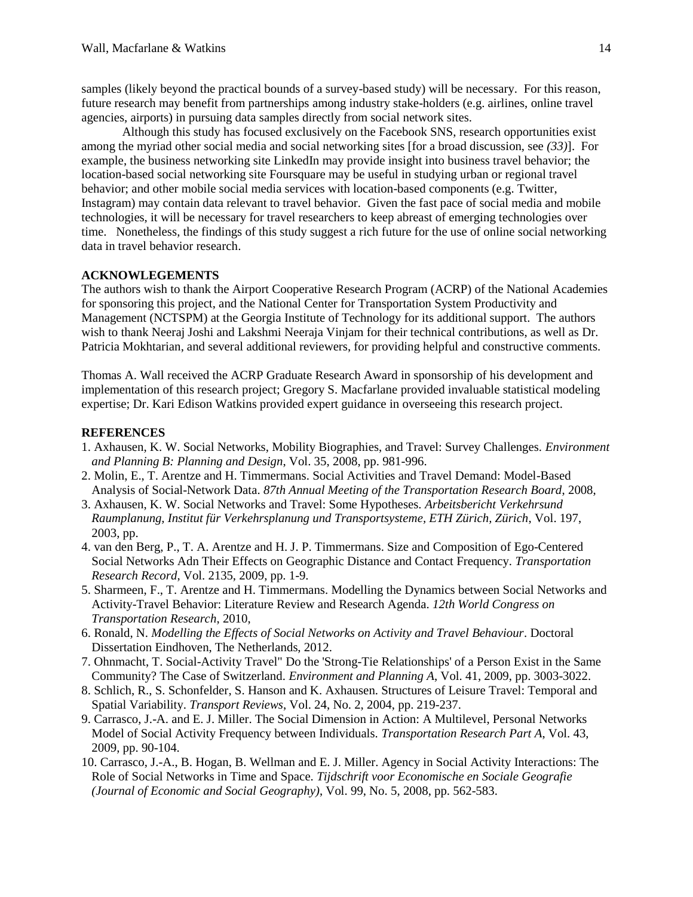samples (likely beyond the practical bounds of a survey-based study) will be necessary. For this reason, future research may benefit from partnerships among industry stake-holders (e.g. airlines, online travel agencies, airports) in pursuing data samples directly from social network sites.

Although this study has focused exclusively on the Facebook SNS, research opportunities exist among the myriad other social media and social networking sites [for a broad discussion, see *(33)*]. For example, the business networking site LinkedIn may provide insight into business travel behavior; the location-based social networking site Foursquare may be useful in studying urban or regional travel behavior; and other mobile social media services with location-based components (e.g. Twitter, Instagram) may contain data relevant to travel behavior. Given the fast pace of social media and mobile technologies, it will be necessary for travel researchers to keep abreast of emerging technologies over time. Nonetheless, the findings of this study suggest a rich future for the use of online social networking data in travel behavior research.

## ACKNOWLEGEMENTS

The authors wish to thank the Airport Cooperative Research Program (ACRP) of the National Academies for sponsoring this project, and the National Center for Transportation System Productivity and Management (NCTSPM) at the Georgia Institute of Technology for its additional support. The authors wish to thank Neeraj Joshi and Lakshmi Neeraja Vinjam for their technical contributions, as well as Dr. Patricia Mokhtarian, and several additional reviewers, for providing helpful and constructive comments.

Thomas A. Wall received the ACRP Graduate Research Award in sponsorship of his development and implementation of this research project; Gregory S. Macfarlane provided invaluable statistical modeling expertise; Dr. Kari Edison Watkins provided expert guidance in overseeing this research project.

## REFERENCES

1. Axhausen, K. W. Social Networks, Mobility Biographies, and Travel: Survey Challenges. *Environment and Planning B: Planning and Design*, Vol. 35, 2008, pp. 981-996.
2. Molin, E., T. Arentze and H. Timmermans. Social Activities and Travel Demand: Model-Based Analysis of Social-Network Data. *87th Annual Meeting of the Transportation Research Board*, 2008,
3. Axhausen, K. W. Social Networks and Travel: Some Hypotheses. *Arbeitsbericht Verkehrsund Raumplanung, Institut für Verkehrsplanung und Transportsysteme, ETH Zürich, Zürich*, Vol. 197, 2003, pp.
4. van den Berg, P., T. A. Arentze and H. J. P. Timmermans. Size and Composition of Ego-Centered Social Networks Adn Their Effects on Geographic Distance and Contact Frequency. *Transportation Research Record*, Vol. 2135, 2009, pp. 1-9.
5. Sharmeen, F., T. Arentze and H. Timmermans. Modelling the Dynamics between Social Networks and Activity-Travel Behavior: Literature Review and Research Agenda. *12th World Congress on Transportation Research*, 2010,
6. Ronald, N. *Modelling the Effects of Social Networks on Activity and Travel Behaviour*. Doctoral Dissertation Eindhoven, The Netherlands, 2012.
7. Ohnmacht, T. Social-Activity Travel" Do the 'Strong-Tie Relationships' of a Person Exist in the Same Community? The Case of Switzerland. *Environment and Planning A*, Vol. 41, 2009, pp. 3003-3022.
8. Schlich, R., S. Schonfelder, S. Hanson and K. Axhausen. Structures of Leisure Travel: Temporal and Spatial Variability. *Transport Reviews*, Vol. 24, No. 2, 2004, pp. 219-237.
9. Carrasco, J.-A. and E. J. Miller. The Social Dimension in Action: A Multilevel, Personal Networks Model of Social Activity Frequency between Individuals. *Transportation Research Part A*, Vol. 43, 2009, pp. 90-104.
10. Carrasco, J.-A., B. Hogan, B. Wellman and E. J. Miller. Agency in Social Activity Interactions: The Role of Social Networks in Time and Space. *Tijdschrift voor Economische en Sociale Geografie (Journal of Economic and Social Geography)*, Vol. 99, No. 5, 2008, pp. 562-583.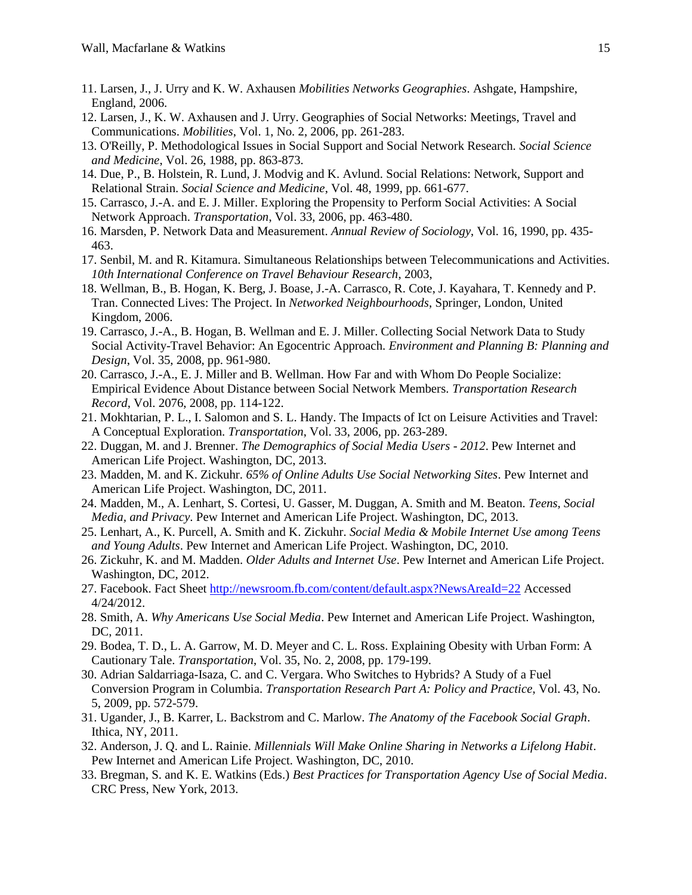11. Larsen, J., J. Urry and K. W. Axhausen *Mobilities Networks Geographies*. Ashgate, Hampshire, England, 2006.
12. Larsen, J., K. W. Axhausen and J. Urry. Geographies of Social Networks: Meetings, Travel and Communications. *Mobilities*, Vol. 1, No. 2, 2006, pp. 261-283.
13. O'Reilly, P. Methodological Issues in Social Support and Social Network Research. *Social Science and Medicine*, Vol. 26, 1988, pp. 863-873.
14. Due, P., B. Holstein, R. Lund, J. Modvig and K. Avlund. Social Relations: Network, Support and Relational Strain. *Social Science and Medicine*, Vol. 48, 1999, pp. 661-677.
15. Carrasco, J.-A. and E. J. Miller. Exploring the Propensity to Perform Social Activities: A Social Network Approach. *Transportation*, Vol. 33, 2006, pp. 463-480.
16. Marsden, P. Network Data and Measurement. *Annual Review of Sociology*, Vol. 16, 1990, pp. 435-463.
17. Senbil, M. and R. Kitamura. Simultaneous Relationships between Telecommunications and Activities. *10th International Conference on Travel Behaviour Research*, 2003,
18. Wellman, B., B. Hogan, K. Berg, J. Boase, J.-A. Carrasco, R. Cote, J. Kayahara, T. Kennedy and P. Tran. Connected Lives: The Project. In *Networked Neighbourhoods*, Springer, London, United Kingdom, 2006.
19. Carrasco, J.-A., B. Hogan, B. Wellman and E. J. Miller. Collecting Social Network Data to Study Social Activity-Travel Behavior: An Egocentric Approach. *Environment and Planning B: Planning and Design*, Vol. 35, 2008, pp. 961-980.
20. Carrasco, J.-A., E. J. Miller and B. Wellman. How Far and with Whom Do People Socialize: Empirical Evidence About Distance between Social Network Members. *Transportation Research Record*, Vol. 2076, 2008, pp. 114-122.
21. Mokhtarian, P. L., I. Salomon and S. L. Handy. The Impacts of Ict on Leisure Activities and Travel: A Conceptual Exploration. *Transportation*, Vol. 33, 2006, pp. 263-289.
22. Duggan, M. and J. Brenner. *The Demographics of Social Media Users - 2012*. Pew Internet and American Life Project. Washington, DC, 2013.
23. Madden, M. and K. Zickuhr. *65% of Online Adults Use Social Networking Sites*. Pew Internet and American Life Project. Washington, DC, 2011.
24. Madden, M., A. Lenhart, S. Cortesi, U. Gasser, M. Duggan, A. Smith and M. Beaton. *Teens, Social Media, and Privacy*. Pew Internet and American Life Project. Washington, DC, 2013.
25. Lenhart, A., K. Purcell, A. Smith and K. Zickuhr. *Social Media & Mobile Internet Use among Teens and Young Adults*. Pew Internet and American Life Project. Washington, DC, 2010.
26. Zickuhr, K. and M. Madden. *Older Adults and Internet Use*. Pew Internet and American Life Project. Washington, DC, 2012.
27. Facebook. Fact Sheet http://newsroom.fb.com/content/default.aspx?NewsAreaId=22 Accessed 4/24/2012.
28. Smith, A. *Why Americans Use Social Media*. Pew Internet and American Life Project. Washington, DC, 2011.
29. Bodea, T. D., L. A. Garrow, M. D. Meyer and C. L. Ross. Explaining Obesity with Urban Form: A Cautionary Tale. *Transportation*, Vol. 35, No. 2, 2008, pp. 179-199.
30. Adrian Saldarriaga-Isaza, C. and C. Vergara. Who Switches to Hybrids? A Study of a Fuel Conversion Program in Columbia. *Transportation Research Part A: Policy and Practice*, Vol. 43, No. 5, 2009, pp. 572-579.
31. Ugander, J., B. Karrer, L. Backstrom and C. Marlow. *The Anatomy of the Facebook Social Graph*. Ithica, NY, 2011.
32. Anderson, J. Q. and L. Rainie. *Millennials Will Make Online Sharing in Networks a Lifelong Habit*. Pew Internet and American Life Project. Washington, DC, 2010.
33. Bregman, S. and K. E. Watkins (Eds.) *Best Practices for Transportation Agency Use of Social Media*. CRC Press, New York, 2013.